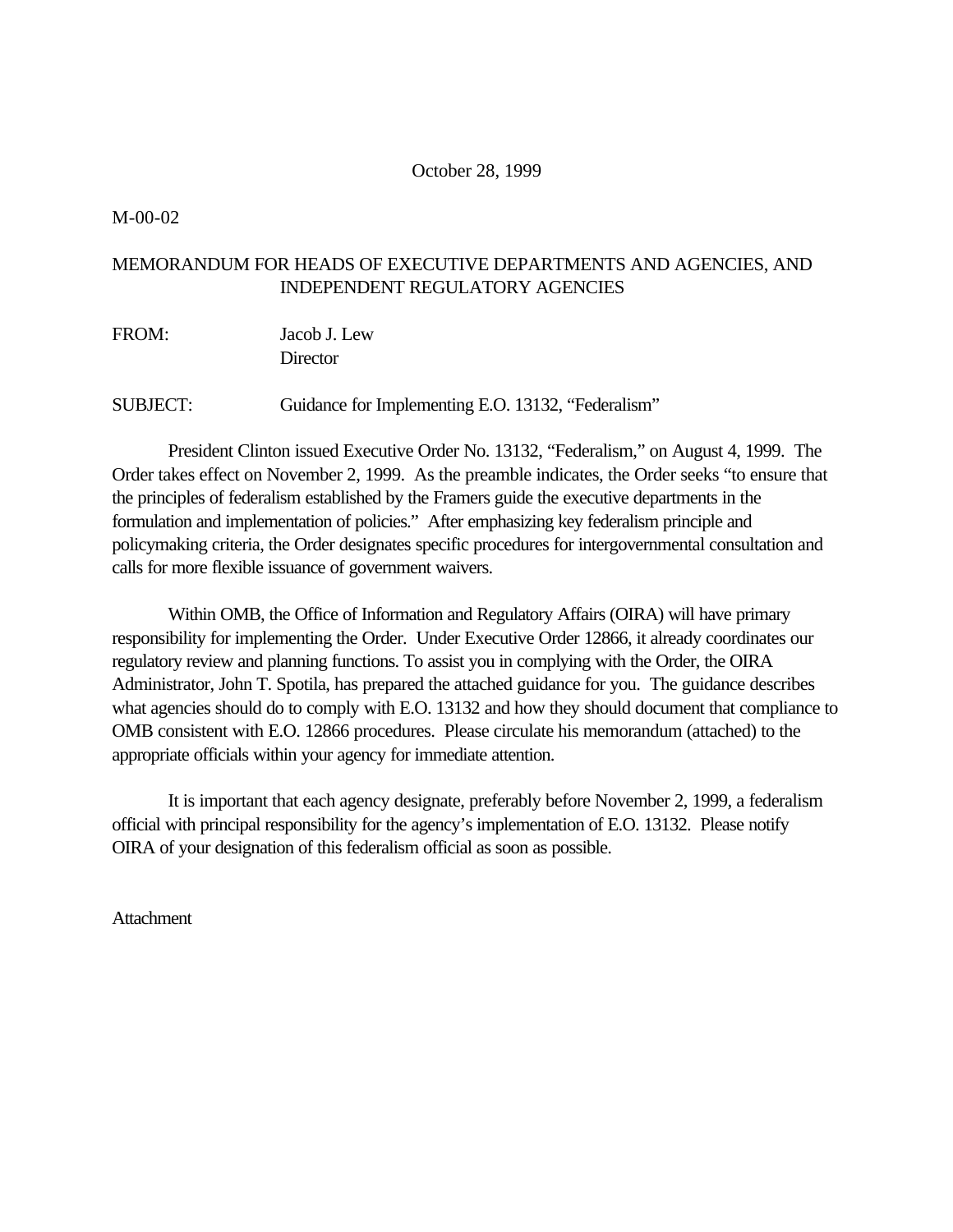October 28, 1999

M-00-02

MEMORANDUM FOR HEADS OF EXECUTIVE DEPARTMENTS AND AGENCIES, AND INDEPENDENT REGULATORY AGENCIES

FROM: Jacob J. Lew
Director

SUBJECT: Guidance for Implementing E.O. 13132, "Federalism"

President Clinton issued Executive Order No. 13132, "Federalism," on August 4, 1999. The Order takes effect on November 2, 1999. As the preamble indicates, the Order seeks "to ensure that the principles of federalism established by the Framers guide the executive departments in the formulation and implementation of policies." After emphasizing key federalism principle and policymaking criteria, the Order designates specific procedures for intergovernmental consultation and calls for more flexible issuance of government waivers.

Within OMB, the Office of Information and Regulatory Affairs (OIRA) will have primary responsibility for implementing the Order. Under Executive Order 12866, it already coordinates our regulatory review and planning functions. To assist you in complying with the Order, the OIRA Administrator, John T. Spotila, has prepared the attached guidance for you. The guidance describes what agencies should do to comply with E.O. 13132 and how they should document that compliance to OMB consistent with E.O. 12866 procedures. Please circulate his memorandum (attached) to the appropriate officials within your agency for immediate attention.

It is important that each agency designate, preferably before November 2, 1999, a federalism official with principal responsibility for the agency's implementation of E.O. 13132. Please notify OIRA of your designation of this federalism official as soon as possible.

Attachment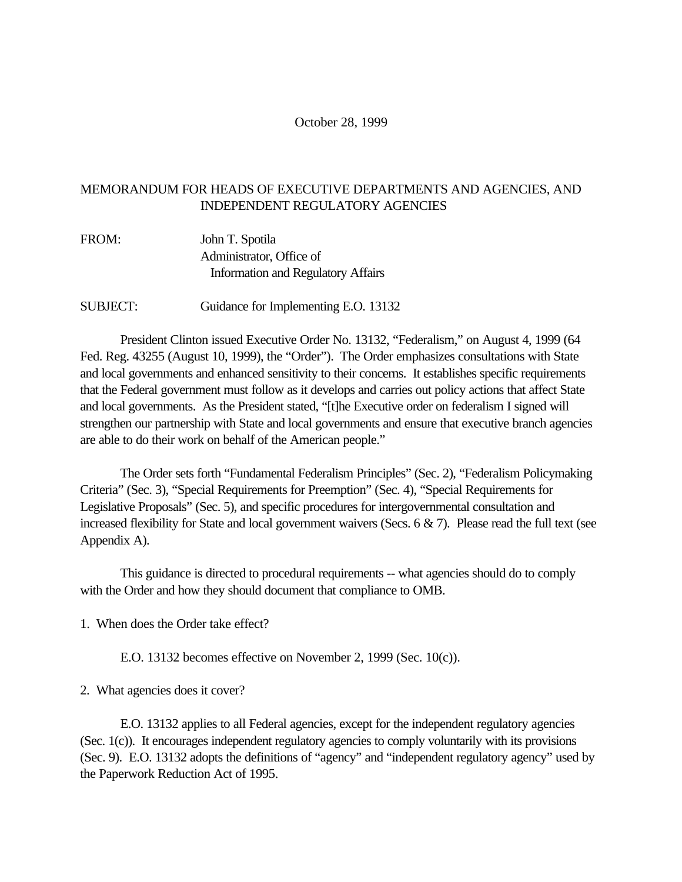October 28, 1999

MEMORANDUM FOR HEADS OF EXECUTIVE DEPARTMENTS AND AGENCIES, AND INDEPENDENT REGULATORY AGENCIES

FROM: John T. Spotila
Administrator, Office of
Information and Regulatory Affairs

SUBJECT: Guidance for Implementing E.O. 13132

President Clinton issued Executive Order No. 13132, "Federalism," on August 4, 1999 (64 Fed. Reg. 43255 (August 10, 1999), the "Order"). The Order emphasizes consultations with State and local governments and enhanced sensitivity to their concerns. It establishes specific requirements that the Federal government must follow as it develops and carries out policy actions that affect State and local governments. As the President stated, "[t]he Executive order on federalism I signed will strengthen our partnership with State and local governments and ensure that executive branch agencies are able to do their work on behalf of the American people."

The Order sets forth "Fundamental Federalism Principles" (Sec. 2), "Federalism Policymaking Criteria" (Sec. 3), "Special Requirements for Preemption" (Sec. 4), "Special Requirements for Legislative Proposals" (Sec. 5), and specific procedures for intergovernmental consultation and increased flexibility for State and local government waivers (Secs. 6 & 7). Please read the full text (see Appendix A).

This guidance is directed to procedural requirements -- what agencies should do to comply with the Order and how they should document that compliance to OMB.

1. When does the Order take effect?

E.O. 13132 becomes effective on November 2, 1999 (Sec. 10(c)).

2. What agencies does it cover?

E.O. 13132 applies to all Federal agencies, except for the independent regulatory agencies (Sec. 1(c)). It encourages independent regulatory agencies to comply voluntarily with its provisions (Sec. 9). E.O. 13132 adopts the definitions of "agency" and "independent regulatory agency" used by the Paperwork Reduction Act of 1995.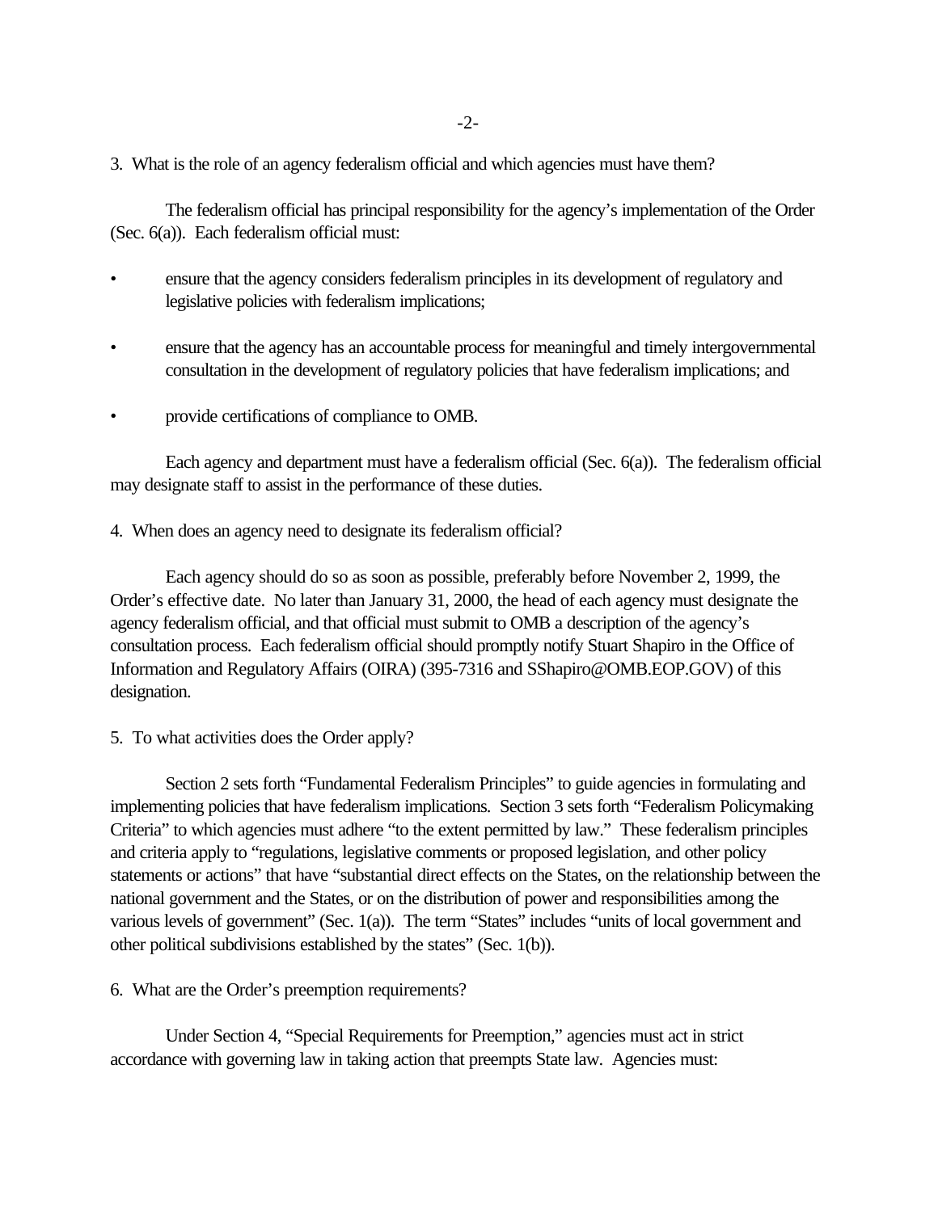3. What is the role of an agency federalism official and which agencies must have them?

The federalism official has principal responsibility for the agency's implementation of the Order (Sec. 6(a)). Each federalism official must:

- ensure that the agency considers federalism principles in its development of regulatory and legislative policies with federalism implications;
- ensure that the agency has an accountable process for meaningful and timely intergovernmental consultation in the development of regulatory policies that have federalism implications; and
- provide certifications of compliance to OMB.

Each agency and department must have a federalism official (Sec. 6(a)). The federalism official may designate staff to assist in the performance of these duties.

4. When does an agency need to designate its federalism official?

Each agency should do so as soon as possible, preferably before November 2, 1999, the Order's effective date. No later than January 31, 2000, the head of each agency must designate the agency federalism official, and that official must submit to OMB a description of the agency's consultation process. Each federalism official should promptly notify Stuart Shapiro in the Office of Information and Regulatory Affairs (OIRA) (395-7316 and SShapiro@OMB.EOP.GOV) of this designation.

5. To what activities does the Order apply?

Section 2 sets forth "Fundamental Federalism Principles" to guide agencies in formulating and implementing policies that have federalism implications. Section 3 sets forth "Federalism Policymaking Criteria" to which agencies must adhere "to the extent permitted by law." These federalism principles and criteria apply to "regulations, legislative comments or proposed legislation, and other policy statements or actions" that have "substantial direct effects on the States, on the relationship between the national government and the States, or on the distribution of power and responsibilities among the various levels of government" (Sec. 1(a)). The term "States" includes "units of local government and other political subdivisions established by the states" (Sec. 1(b)).

6. What are the Order's preemption requirements?

Under Section 4, "Special Requirements for Preemption," agencies must act in strict accordance with governing law in taking action that preempts State law. Agencies must: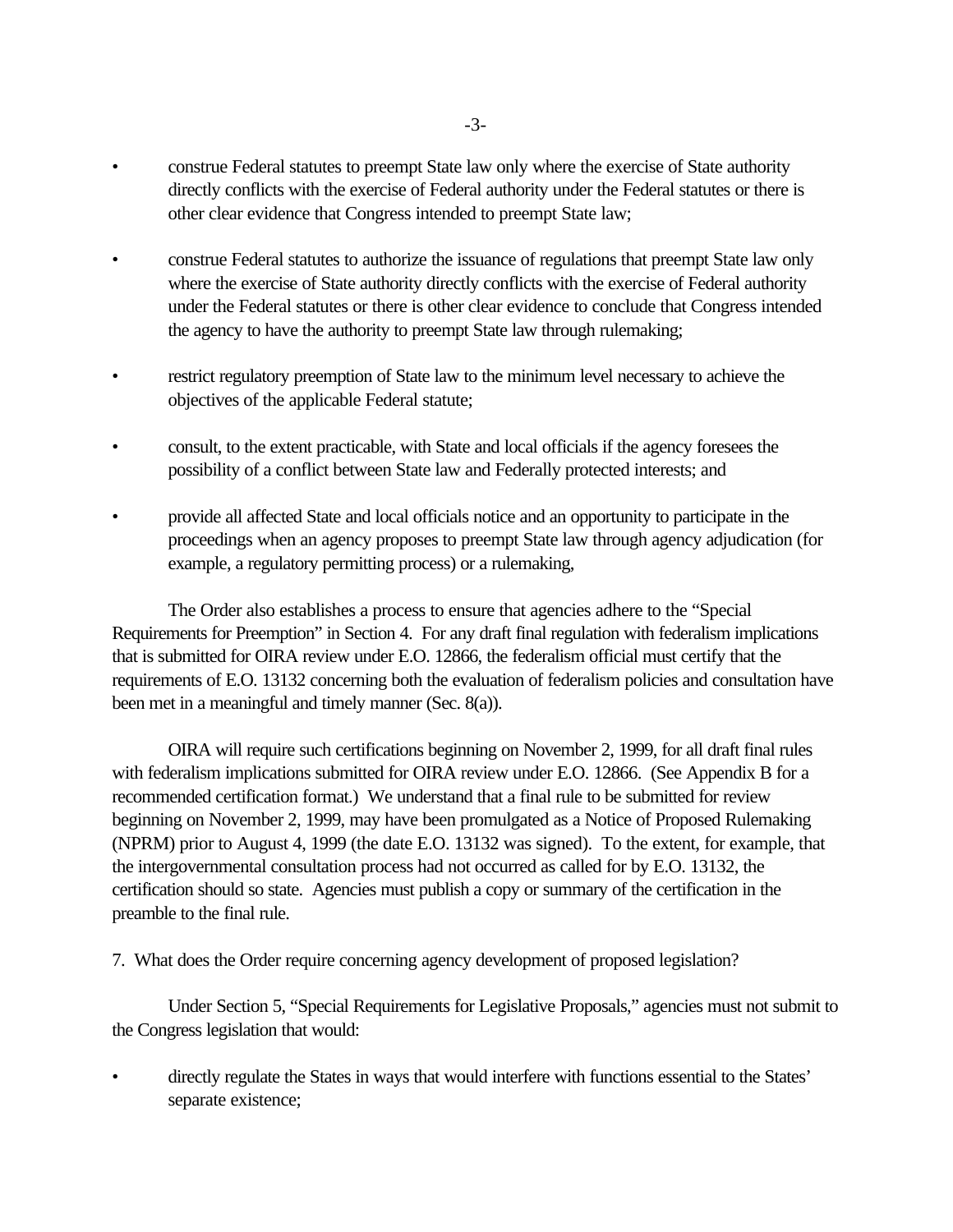- construe Federal statutes to preempt State law only where the exercise of State authority directly conflicts with the exercise of Federal authority under the Federal statutes or there is other clear evidence that Congress intended to preempt State law;

- construe Federal statutes to authorize the issuance of regulations that preempt State law only where the exercise of State authority directly conflicts with the exercise of Federal authority under the Federal statutes or there is other clear evidence to conclude that Congress intended the agency to have the authority to preempt State law through rulemaking;

- restrict regulatory preemption of State law to the minimum level necessary to achieve the objectives of the applicable Federal statute;

- consult, to the extent practicable, with State and local officials if the agency foresees the possibility of a conflict between State law and Federally protected interests; and

- provide all affected State and local officials notice and an opportunity to participate in the proceedings when an agency proposes to preempt State law through agency adjudication (for example, a regulatory permitting process) or a rulemaking,

The Order also establishes a process to ensure that agencies adhere to the "Special Requirements for Preemption" in Section 4. For any draft final regulation with federalism implications that is submitted for OIRA review under E.O. 12866, the federalism official must certify that the requirements of E.O. 13132 concerning both the evaluation of federalism policies and consultation have been met in a meaningful and timely manner (Sec. 8(a)).

OIRA will require such certifications beginning on November 2, 1999, for all draft final rules with federalism implications submitted for OIRA review under E.O. 12866. (See Appendix B for a recommended certification format.) We understand that a final rule to be submitted for review beginning on November 2, 1999, may have been promulgated as a Notice of Proposed Rulemaking (NPRM) prior to August 4, 1999 (the date E.O. 13132 was signed). To the extent, for example, that the intergovernmental consultation process had not occurred as called for by E.O. 13132, the certification should so state. Agencies must publish a copy or summary of the certification in the preamble to the final rule.

7. What does the Order require concerning agency development of proposed legislation?

Under Section 5, "Special Requirements for Legislative Proposals," agencies must not submit to the Congress legislation that would:

- directly regulate the States in ways that would interfere with functions essential to the States' separate existence;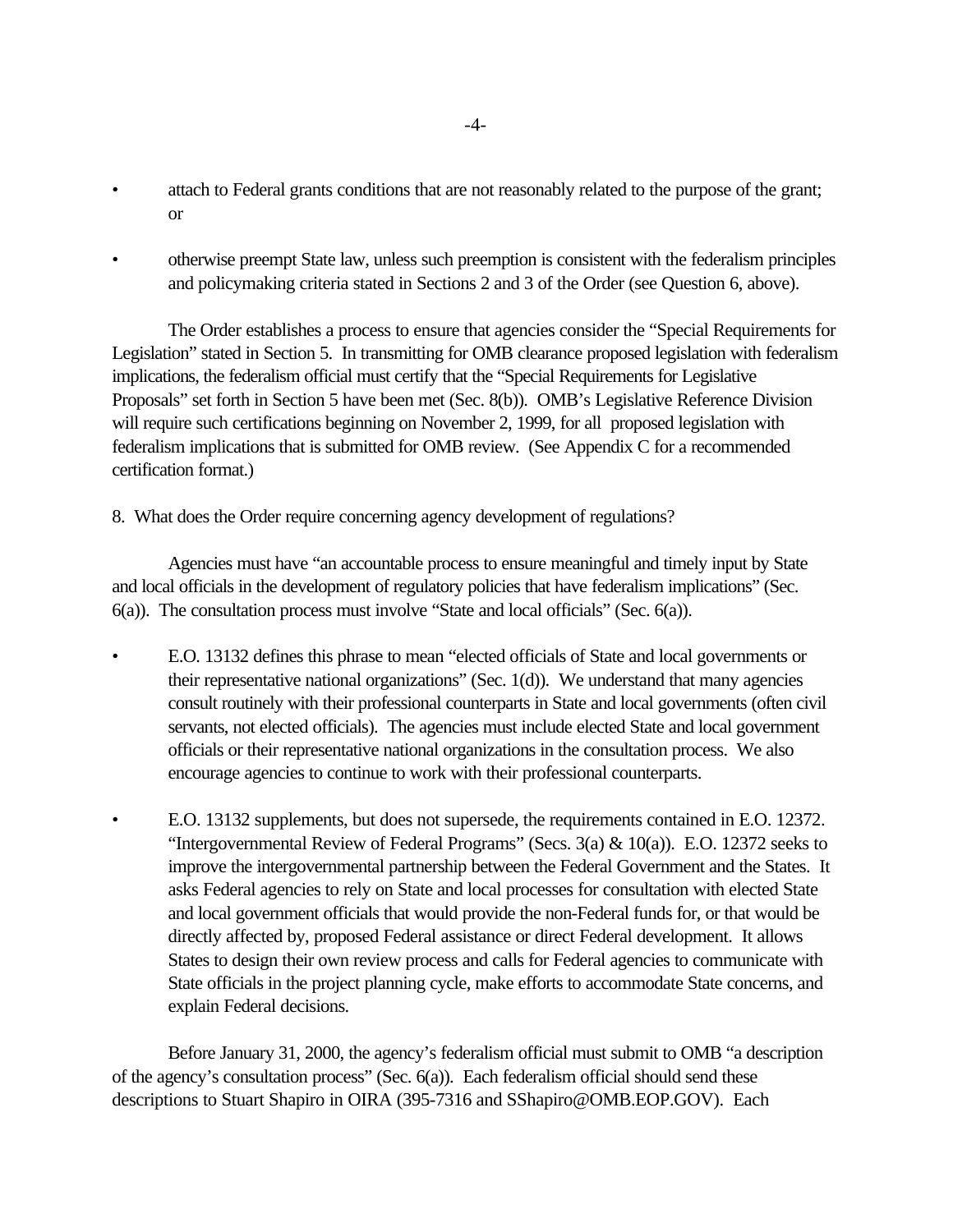- attach to Federal grants conditions that are not reasonably related to the purpose of the grant; or
- otherwise preempt State law, unless such preemption is consistent with the federalism principles and policymaking criteria stated in Sections 2 and 3 of the Order (see Question 6, above).

The Order establishes a process to ensure that agencies consider the "Special Requirements for Legislation" stated in Section 5. In transmitting for OMB clearance proposed legislation with federalism implications, the federalism official must certify that the "Special Requirements for Legislative Proposals" set forth in Section 5 have been met (Sec. 8(b)). OMB's Legislative Reference Division will require such certifications beginning on November 2, 1999, for all proposed legislation with federalism implications that is submitted for OMB review. (See Appendix C for a recommended certification format.)

8. What does the Order require concerning agency development of regulations?

Agencies must have "an accountable process to ensure meaningful and timely input by State and local officials in the development of regulatory policies that have federalism implications" (Sec. 6(a)). The consultation process must involve "State and local officials" (Sec. 6(a)).

- E.O. 13132 defines this phrase to mean "elected officials of State and local governments or their representative national organizations" (Sec. 1(d)). We understand that many agencies consult routinely with their professional counterparts in State and local governments (often civil servants, not elected officials). The agencies must include elected State and local government officials or their representative national organizations in the consultation process. We also encourage agencies to continue to work with their professional counterparts.
- E.O. 13132 supplements, but does not supersede, the requirements contained in E.O. 12372. "Intergovernmental Review of Federal Programs" (Secs. 3(a) & 10(a)). E.O. 12372 seeks to improve the intergovernmental partnership between the Federal Government and the States. It asks Federal agencies to rely on State and local processes for consultation with elected State and local government officials that would provide the non-Federal funds for, or that would be directly affected by, proposed Federal assistance or direct Federal development. It allows States to design their own review process and calls for Federal agencies to communicate with State officials in the project planning cycle, make efforts to accommodate State concerns, and explain Federal decisions.

Before January 31, 2000, the agency's federalism official must submit to OMB "a description of the agency's consultation process" (Sec. 6(a)). Each federalism official should send these descriptions to Stuart Shapiro in OIRA (395-7316 and SShapiro@OMB.EOP.GOV). Each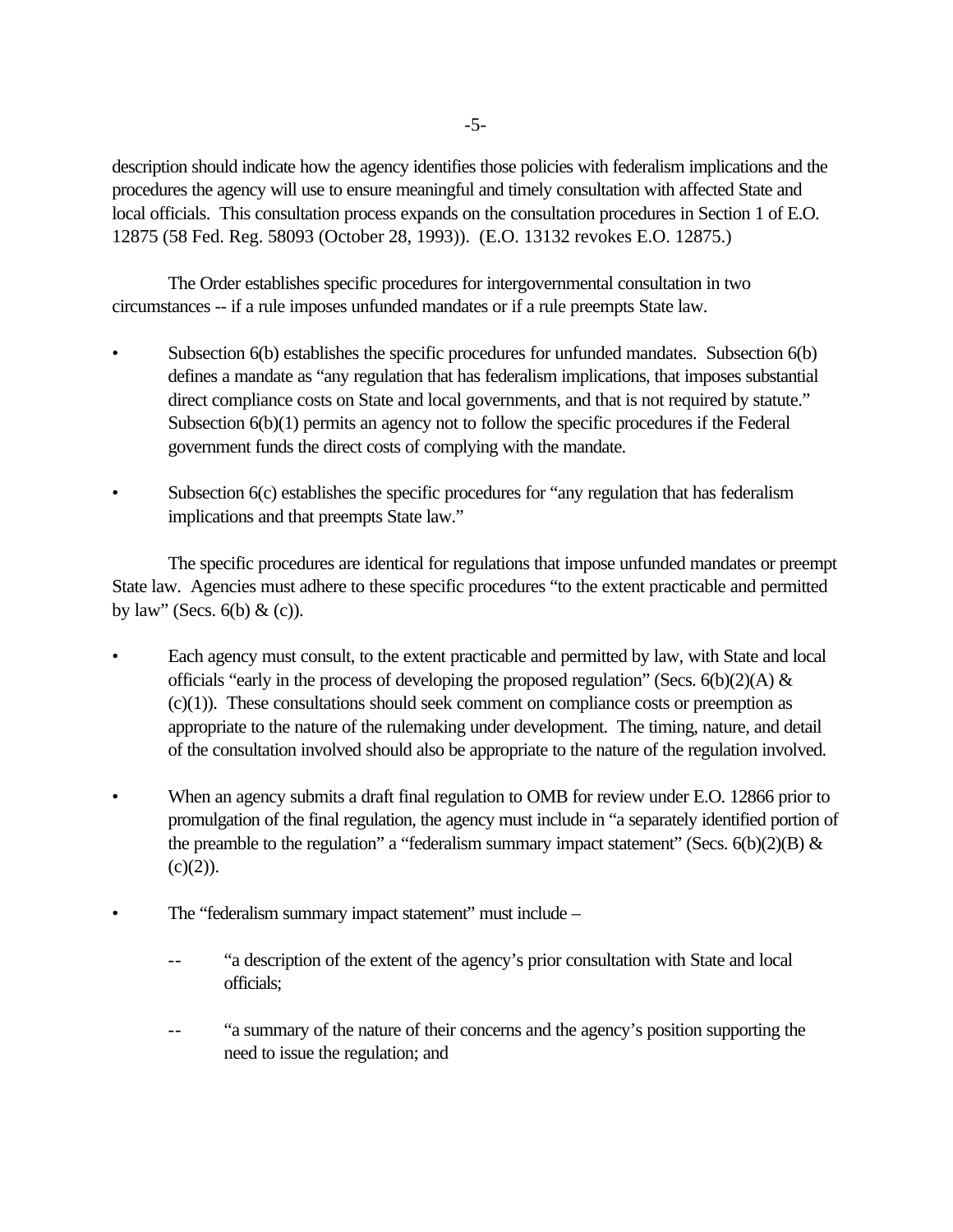description should indicate how the agency identifies those policies with federalism implications and the procedures the agency will use to ensure meaningful and timely consultation with affected State and local officials. This consultation process expands on the consultation procedures in Section 1 of E.O. 12875 (58 Fed. Reg. 58093 (October 28, 1993)). (E.O. 13132 revokes E.O. 12875.)

The Order establishes specific procedures for intergovernmental consultation in two circumstances -- if a rule imposes unfunded mandates or if a rule preempts State law.

- Subsection 6(b) establishes the specific procedures for unfunded mandates. Subsection 6(b) defines a mandate as "any regulation that has federalism implications, that imposes substantial direct compliance costs on State and local governments, and that is not required by statute." Subsection 6(b)(1) permits an agency not to follow the specific procedures if the Federal government funds the direct costs of complying with the mandate.

- Subsection 6(c) establishes the specific procedures for "any regulation that has federalism implications and that preempts State law."

The specific procedures are identical for regulations that impose unfunded mandates or preempt State law. Agencies must adhere to these specific procedures "to the extent practicable and permitted by law" (Secs. 6(b) & (c)).

- Each agency must consult, to the extent practicable and permitted by law, with State and local officials "early in the process of developing the proposed regulation" (Secs. 6(b)(2)(A) & (c)(1)). These consultations should seek comment on compliance costs or preemption as appropriate to the nature of the rulemaking under development. The timing, nature, and detail of the consultation involved should also be appropriate to the nature of the regulation involved.

- When an agency submits a draft final regulation to OMB for review under E.O. 12866 prior to promulgation of the final regulation, the agency must include in "a separately identified portion of the preamble to the regulation" a "federalism summary impact statement" (Secs. 6(b)(2)(B) & (c)(2)).

- The "federalism summary impact statement" must include –

  -- "a description of the extent of the agency's prior consultation with State and local officials;

  -- "a summary of the nature of their concerns and the agency's position supporting the need to issue the regulation; and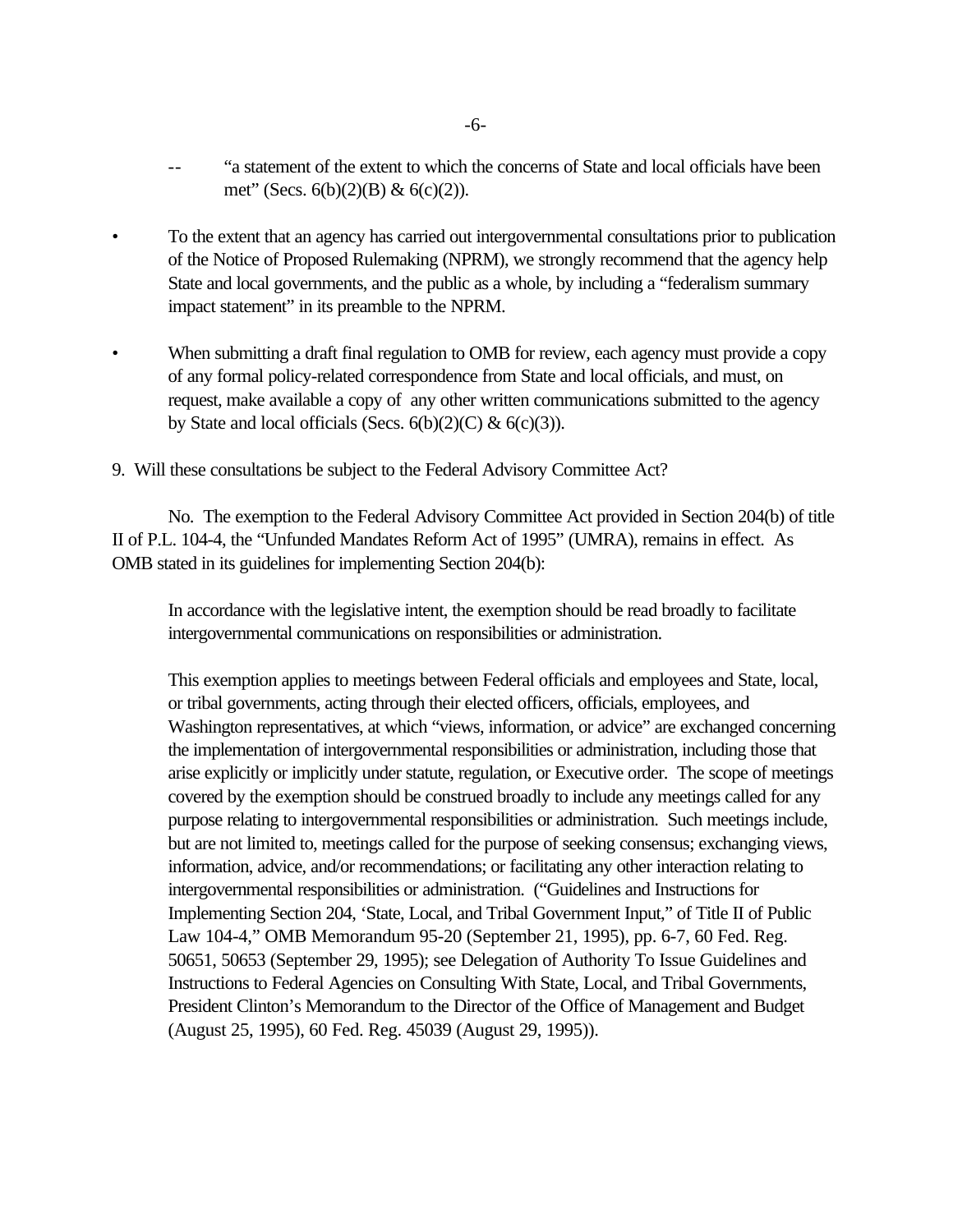- "a statement of the extent to which the concerns of State and local officials have been met" (Secs. 6(b)(2)(B) & 6(c)(2)).

- To the extent that an agency has carried out intergovernmental consultations prior to publication of the Notice of Proposed Rulemaking (NPRM), we strongly recommend that the agency help State and local governments, and the public as a whole, by including a "federalism summary impact statement" in its preamble to the NPRM.

- When submitting a draft final regulation to OMB for review, each agency must provide a copy of any formal policy-related correspondence from State and local officials, and must, on request, make available a copy of any other written communications submitted to the agency by State and local officials (Secs. 6(b)(2)(C) & 6(c)(3)).

9. Will these consultations be subject to the Federal Advisory Committee Act?

No. The exemption to the Federal Advisory Committee Act provided in Section 204(b) of title II of P.L. 104-4, the "Unfunded Mandates Reform Act of 1995" (UMRA), remains in effect. As OMB stated in its guidelines for implementing Section 204(b):

> In accordance with the legislative intent, the exemption should be read broadly to facilitate intergovernmental communications on responsibilities or administration.
>
> This exemption applies to meetings between Federal officials and employees and State, local, or tribal governments, acting through their elected officers, officials, employees, and Washington representatives, at which "views, information, or advice" are exchanged concerning the implementation of intergovernmental responsibilities or administration, including those that arise explicitly or implicitly under statute, regulation, or Executive order. The scope of meetings covered by the exemption should be construed broadly to include any meetings called for any purpose relating to intergovernmental responsibilities or administration. Such meetings include, but are not limited to, meetings called for the purpose of seeking consensus; exchanging views, information, advice, and/or recommendations; or facilitating any other interaction relating to intergovernmental responsibilities or administration. ("Guidelines and Instructions for Implementing Section 204, 'State, Local, and Tribal Government Input,'' of Title II of Public Law 104-4," OMB Memorandum 95-20 (September 21, 1995), pp. 6-7, 60 Fed. Reg. 50651, 50653 (September 29, 1995); see Delegation of Authority To Issue Guidelines and Instructions to Federal Agencies on Consulting With State, Local, and Tribal Governments, President Clinton's Memorandum to the Director of the Office of Management and Budget (August 25, 1995), 60 Fed. Reg. 45039 (August 29, 1995)).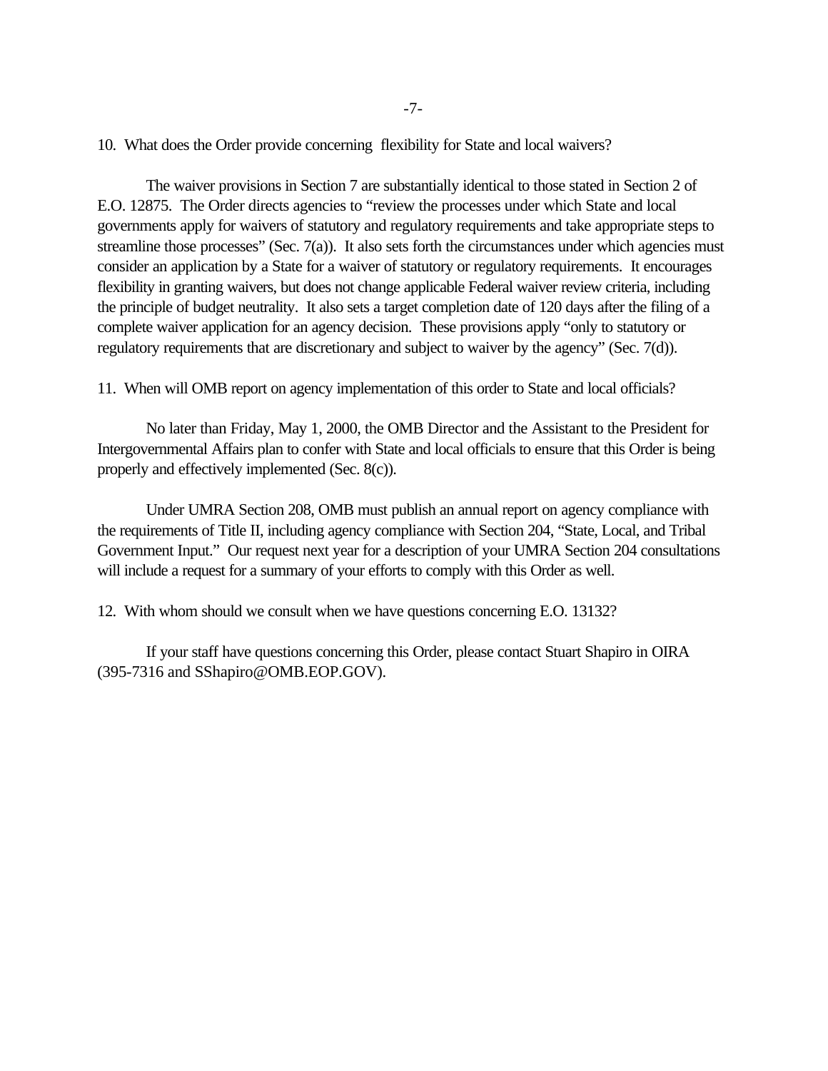10. What does the Order provide concerning flexibility for State and local waivers?

The waiver provisions in Section 7 are substantially identical to those stated in Section 2 of E.O. 12875. The Order directs agencies to "review the processes under which State and local governments apply for waivers of statutory and regulatory requirements and take appropriate steps to streamline those processes" (Sec. 7(a)). It also sets forth the circumstances under which agencies must consider an application by a State for a waiver of statutory or regulatory requirements. It encourages flexibility in granting waivers, but does not change applicable Federal waiver review criteria, including the principle of budget neutrality. It also sets a target completion date of 120 days after the filing of a complete waiver application for an agency decision. These provisions apply "only to statutory or regulatory requirements that are discretionary and subject to waiver by the agency" (Sec. 7(d)).

11. When will OMB report on agency implementation of this order to State and local officials?

No later than Friday, May 1, 2000, the OMB Director and the Assistant to the President for Intergovernmental Affairs plan to confer with State and local officials to ensure that this Order is being properly and effectively implemented (Sec. 8(c)).

Under UMRA Section 208, OMB must publish an annual report on agency compliance with the requirements of Title II, including agency compliance with Section 204, "State, Local, and Tribal Government Input." Our request next year for a description of your UMRA Section 204 consultations will include a request for a summary of your efforts to comply with this Order as well.

12. With whom should we consult when we have questions concerning E.O. 13132?

If your staff have questions concerning this Order, please contact Stuart Shapiro in OIRA (395-7316 and SShapiro@OMB.EOP.GOV).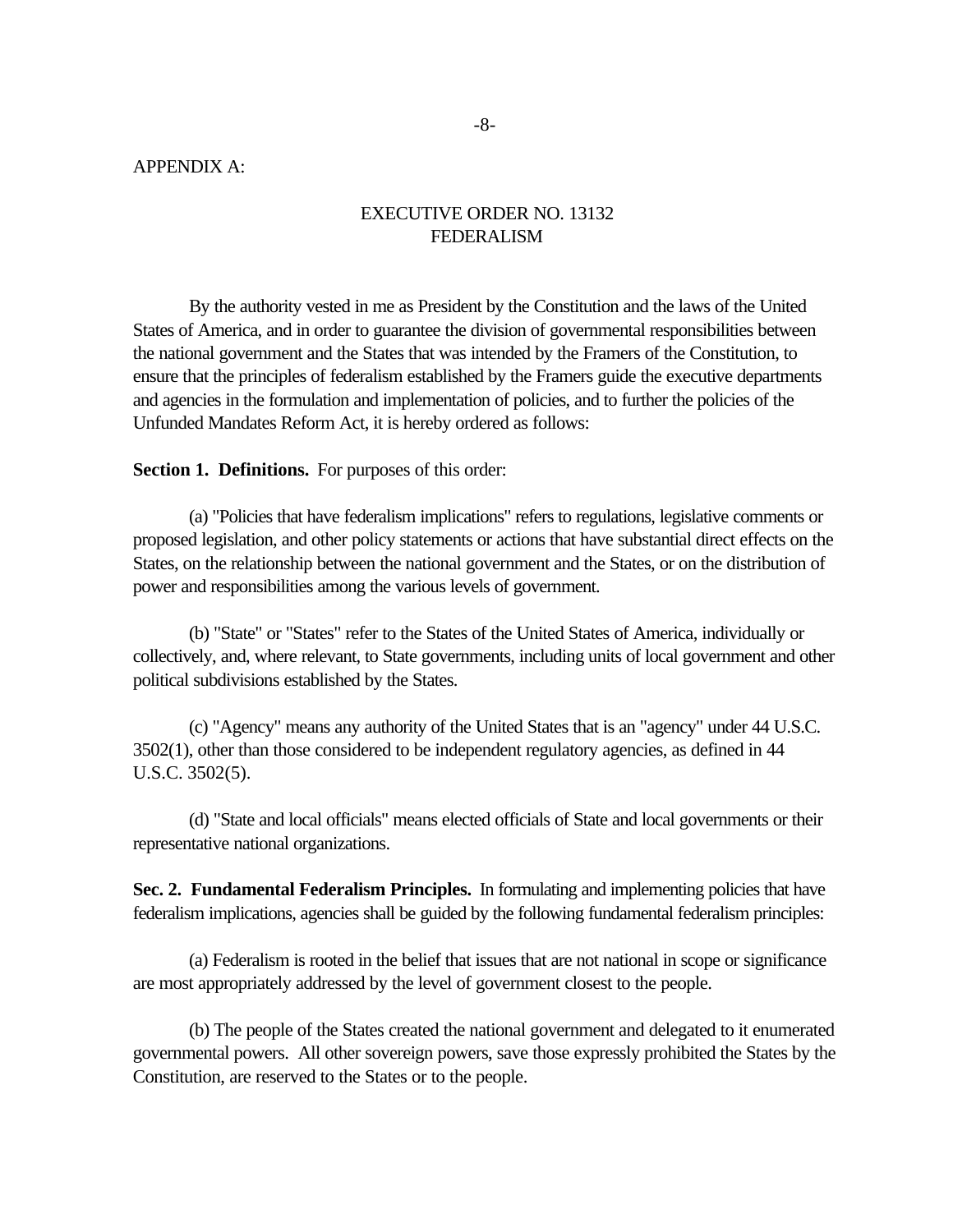APPENDIX A:

## EXECUTIVE ORDER NO. 13132
## FEDERALISM

By the authority vested in me as President by the Constitution and the laws of the United States of America, and in order to guarantee the division of governmental responsibilities between the national government and the States that was intended by the Framers of the Constitution, to ensure that the principles of federalism established by the Framers guide the executive departments and agencies in the formulation and implementation of policies, and to further the policies of the Unfunded Mandates Reform Act, it is hereby ordered as follows:

**Section 1. Definitions.** For purposes of this order:

(a) "Policies that have federalism implications" refers to regulations, legislative comments or proposed legislation, and other policy statements or actions that have substantial direct effects on the States, on the relationship between the national government and the States, or on the distribution of power and responsibilities among the various levels of government.

(b) "State" or "States" refer to the States of the United States of America, individually or collectively, and, where relevant, to State governments, including units of local government and other political subdivisions established by the States.

(c) "Agency" means any authority of the United States that is an "agency" under 44 U.S.C. 3502(1), other than those considered to be independent regulatory agencies, as defined in 44 U.S.C. 3502(5).

(d) "State and local officials" means elected officials of State and local governments or their representative national organizations.

**Sec. 2. Fundamental Federalism Principles.** In formulating and implementing policies that have federalism implications, agencies shall be guided by the following fundamental federalism principles:

(a) Federalism is rooted in the belief that issues that are not national in scope or significance are most appropriately addressed by the level of government closest to the people.

(b) The people of the States created the national government and delegated to it enumerated governmental powers. All other sovereign powers, save those expressly prohibited the States by the Constitution, are reserved to the States or to the people.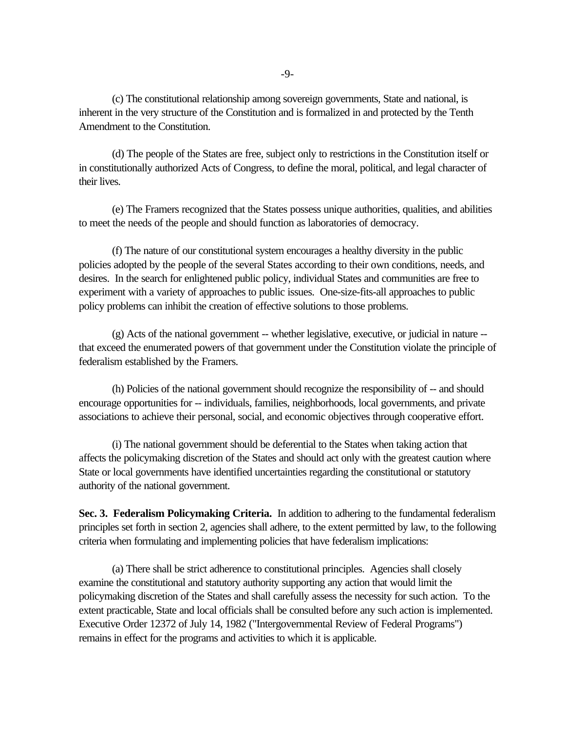(c) The constitutional relationship among sovereign governments, State and national, is inherent in the very structure of the Constitution and is formalized in and protected by the Tenth Amendment to the Constitution.

(d) The people of the States are free, subject only to restrictions in the Constitution itself or in constitutionally authorized Acts of Congress, to define the moral, political, and legal character of their lives.

(e) The Framers recognized that the States possess unique authorities, qualities, and abilities to meet the needs of the people and should function as laboratories of democracy.

(f) The nature of our constitutional system encourages a healthy diversity in the public policies adopted by the people of the several States according to their own conditions, needs, and desires. In the search for enlightened public policy, individual States and communities are free to experiment with a variety of approaches to public issues. One-size-fits-all approaches to public policy problems can inhibit the creation of effective solutions to those problems.

(g) Acts of the national government -- whether legislative, executive, or judicial in nature -- that exceed the enumerated powers of that government under the Constitution violate the principle of federalism established by the Framers.

(h) Policies of the national government should recognize the responsibility of -- and should encourage opportunities for -- individuals, families, neighborhoods, local governments, and private associations to achieve their personal, social, and economic objectives through cooperative effort.

(i) The national government should be deferential to the States when taking action that affects the policymaking discretion of the States and should act only with the greatest caution where State or local governments have identified uncertainties regarding the constitutional or statutory authority of the national government.

**Sec. 3. Federalism Policymaking Criteria.** In addition to adhering to the fundamental federalism principles set forth in section 2, agencies shall adhere, to the extent permitted by law, to the following criteria when formulating and implementing policies that have federalism implications:

(a) There shall be strict adherence to constitutional principles. Agencies shall closely examine the constitutional and statutory authority supporting any action that would limit the policymaking discretion of the States and shall carefully assess the necessity for such action. To the extent practicable, State and local officials shall be consulted before any such action is implemented. Executive Order 12372 of July 14, 1982 ("Intergovernmental Review of Federal Programs") remains in effect for the programs and activities to which it is applicable.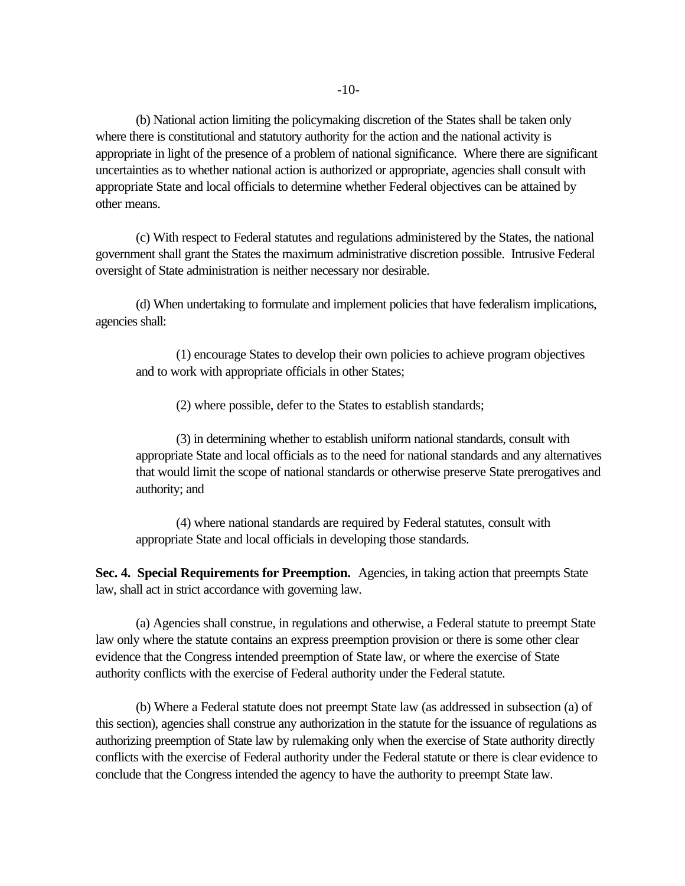(b) National action limiting the policymaking discretion of the States shall be taken only where there is constitutional and statutory authority for the action and the national activity is appropriate in light of the presence of a problem of national significance. Where there are significant uncertainties as to whether national action is authorized or appropriate, agencies shall consult with appropriate State and local officials to determine whether Federal objectives can be attained by other means.

(c) With respect to Federal statutes and regulations administered by the States, the national government shall grant the States the maximum administrative discretion possible. Intrusive Federal oversight of State administration is neither necessary nor desirable.

(d) When undertaking to formulate and implement policies that have federalism implications, agencies shall:

(1) encourage States to develop their own policies to achieve program objectives and to work with appropriate officials in other States;

(2) where possible, defer to the States to establish standards;

(3) in determining whether to establish uniform national standards, consult with appropriate State and local officials as to the need for national standards and any alternatives that would limit the scope of national standards or otherwise preserve State prerogatives and authority; and

(4) where national standards are required by Federal statutes, consult with appropriate State and local officials in developing those standards.

**Sec. 4. Special Requirements for Preemption.** Agencies, in taking action that preempts State law, shall act in strict accordance with governing law.

(a) Agencies shall construe, in regulations and otherwise, a Federal statute to preempt State law only where the statute contains an express preemption provision or there is some other clear evidence that the Congress intended preemption of State law, or where the exercise of State authority conflicts with the exercise of Federal authority under the Federal statute.

(b) Where a Federal statute does not preempt State law (as addressed in subsection (a) of this section), agencies shall construe any authorization in the statute for the issuance of regulations as authorizing preemption of State law by rulemaking only when the exercise of State authority directly conflicts with the exercise of Federal authority under the Federal statute or there is clear evidence to conclude that the Congress intended the agency to have the authority to preempt State law.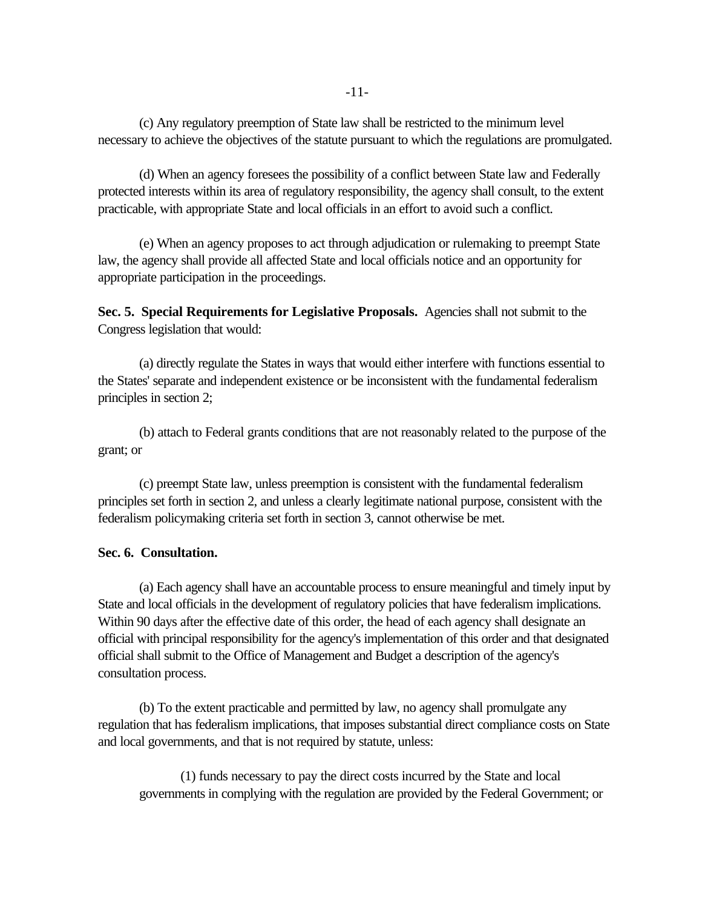(c) Any regulatory preemption of State law shall be restricted to the minimum level necessary to achieve the objectives of the statute pursuant to which the regulations are promulgated.

(d) When an agency foresees the possibility of a conflict between State law and Federally protected interests within its area of regulatory responsibility, the agency shall consult, to the extent practicable, with appropriate State and local officials in an effort to avoid such a conflict.

(e) When an agency proposes to act through adjudication or rulemaking to preempt State law, the agency shall provide all affected State and local officials notice and an opportunity for appropriate participation in the proceedings.

**Sec. 5. Special Requirements for Legislative Proposals.** Agencies shall not submit to the Congress legislation that would:

(a) directly regulate the States in ways that would either interfere with functions essential to the States' separate and independent existence or be inconsistent with the fundamental federalism principles in section 2;

(b) attach to Federal grants conditions that are not reasonably related to the purpose of the grant; or

(c) preempt State law, unless preemption is consistent with the fundamental federalism principles set forth in section 2, and unless a clearly legitimate national purpose, consistent with the federalism policymaking criteria set forth in section 3, cannot otherwise be met.

**Sec. 6. Consultation.**

(a) Each agency shall have an accountable process to ensure meaningful and timely input by State and local officials in the development of regulatory policies that have federalism implications. Within 90 days after the effective date of this order, the head of each agency shall designate an official with principal responsibility for the agency's implementation of this order and that designated official shall submit to the Office of Management and Budget a description of the agency's consultation process.

(b) To the extent practicable and permitted by law, no agency shall promulgate any regulation that has federalism implications, that imposes substantial direct compliance costs on State and local governments, and that is not required by statute, unless:

(1) funds necessary to pay the direct costs incurred by the State and local governments in complying with the regulation are provided by the Federal Government; or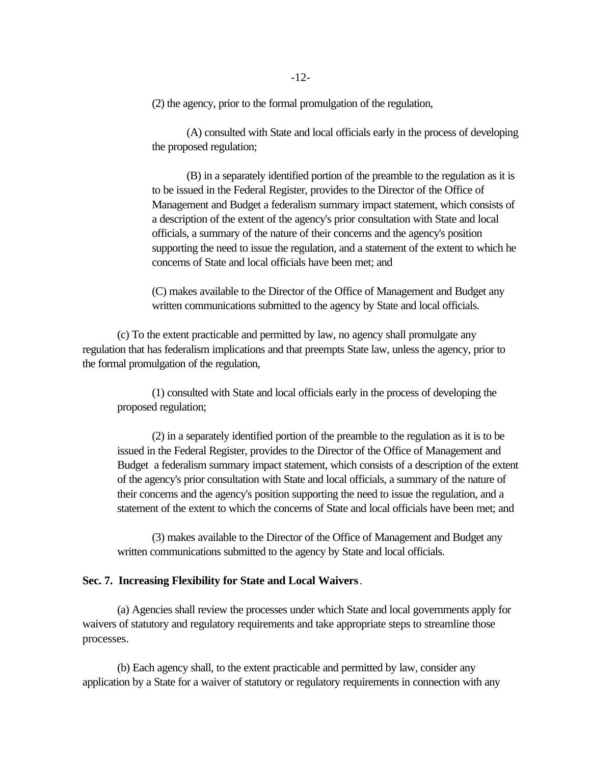(2) the agency, prior to the formal promulgation of the regulation,

(A) consulted with State and local officials early in the process of developing the proposed regulation;

(B) in a separately identified portion of the preamble to the regulation as it is to be issued in the Federal Register, provides to the Director of the Office of Management and Budget a federalism summary impact statement, which consists of a description of the extent of the agency's prior consultation with State and local officials, a summary of the nature of their concerns and the agency's position supporting the need to issue the regulation, and a statement of the extent to which he concerns of State and local officials have been met; and

(C) makes available to the Director of the Office of Management and Budget any written communications submitted to the agency by State and local officials.

(c) To the extent practicable and permitted by law, no agency shall promulgate any regulation that has federalism implications and that preempts State law, unless the agency, prior to the formal promulgation of the regulation,

(1) consulted with State and local officials early in the process of developing the proposed regulation;

(2) in a separately identified portion of the preamble to the regulation as it is to be issued in the Federal Register, provides to the Director of the Office of Management and Budget a federalism summary impact statement, which consists of a description of the extent of the agency's prior consultation with State and local officials, a summary of the nature of their concerns and the agency's position supporting the need to issue the regulation, and a statement of the extent to which the concerns of State and local officials have been met; and

(3) makes available to the Director of the Office of Management and Budget any written communications submitted to the agency by State and local officials.

**Sec. 7. Increasing Flexibility for State and Local Waivers**.

(a) Agencies shall review the processes under which State and local governments apply for waivers of statutory and regulatory requirements and take appropriate steps to streamline those processes.

(b) Each agency shall, to the extent practicable and permitted by law, consider any application by a State for a waiver of statutory or regulatory requirements in connection with any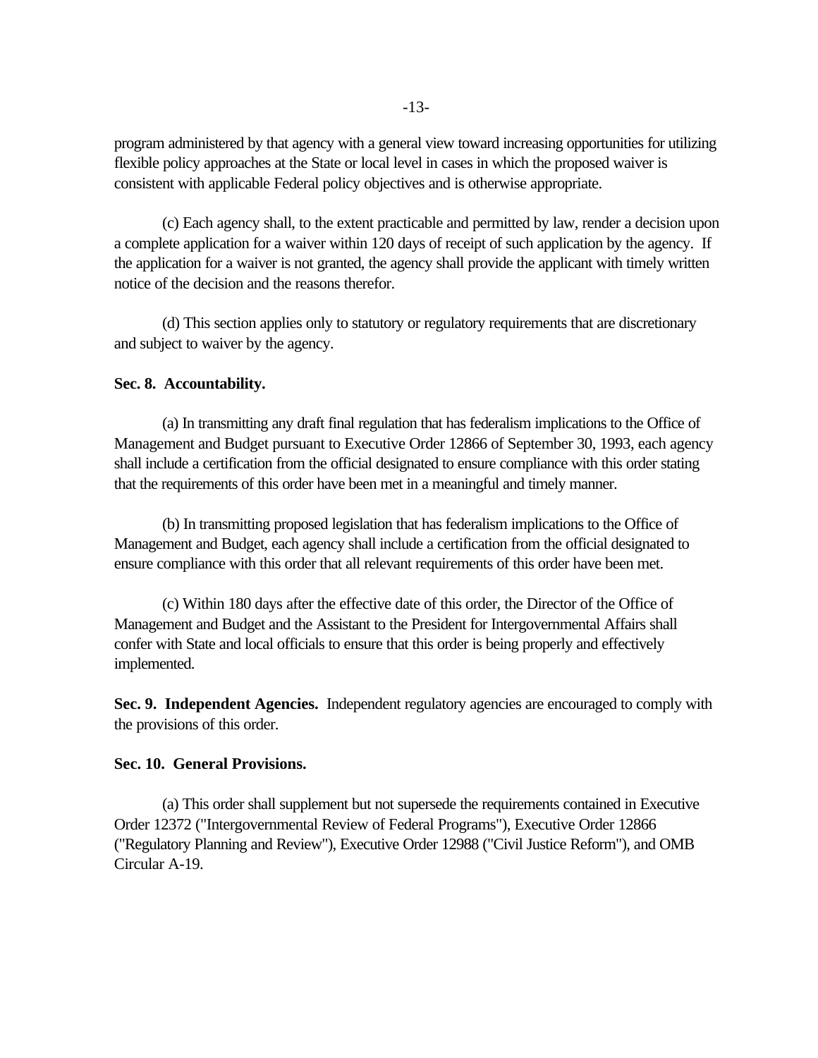program administered by that agency with a general view toward increasing opportunities for utilizing flexible policy approaches at the State or local level in cases in which the proposed waiver is consistent with applicable Federal policy objectives and is otherwise appropriate.

(c) Each agency shall, to the extent practicable and permitted by law, render a decision upon a complete application for a waiver within 120 days of receipt of such application by the agency. If the application for a waiver is not granted, the agency shall provide the applicant with timely written notice of the decision and the reasons therefor.

(d) This section applies only to statutory or regulatory requirements that are discretionary and subject to waiver by the agency.

**Sec. 8. Accountability.**

(a) In transmitting any draft final regulation that has federalism implications to the Office of Management and Budget pursuant to Executive Order 12866 of September 30, 1993, each agency shall include a certification from the official designated to ensure compliance with this order stating that the requirements of this order have been met in a meaningful and timely manner.

(b) In transmitting proposed legislation that has federalism implications to the Office of Management and Budget, each agency shall include a certification from the official designated to ensure compliance with this order that all relevant requirements of this order have been met.

(c) Within 180 days after the effective date of this order, the Director of the Office of Management and Budget and the Assistant to the President for Intergovernmental Affairs shall confer with State and local officials to ensure that this order is being properly and effectively implemented.

**Sec. 9. Independent Agencies.** Independent regulatory agencies are encouraged to comply with the provisions of this order.

**Sec. 10. General Provisions.**

(a) This order shall supplement but not supersede the requirements contained in Executive Order 12372 ("Intergovernmental Review of Federal Programs"), Executive Order 12866 ("Regulatory Planning and Review"), Executive Order 12988 ("Civil Justice Reform"), and OMB Circular A-19.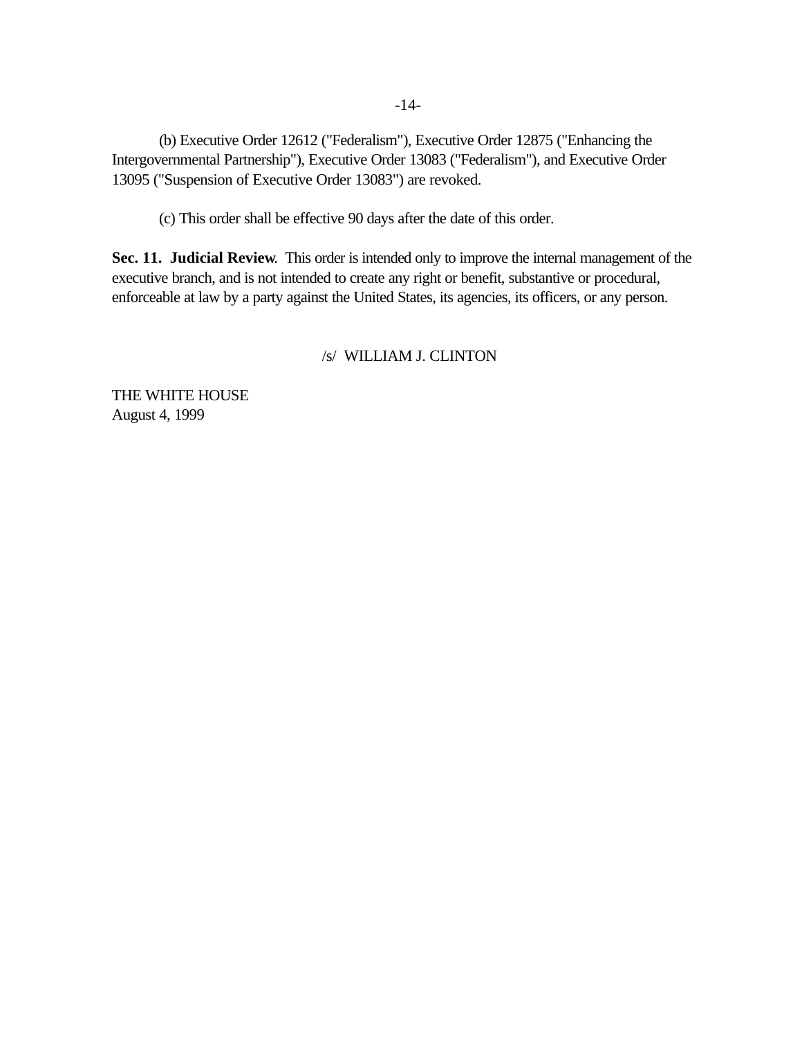(b) Executive Order 12612 ("Federalism"), Executive Order 12875 ("Enhancing the Intergovernmental Partnership"), Executive Order 13083 ("Federalism"), and Executive Order 13095 ("Suspension of Executive Order 13083") are revoked.

(c) This order shall be effective 90 days after the date of this order.

**Sec. 11. Judicial Review**. This order is intended only to improve the internal management of the executive branch, and is not intended to create any right or benefit, substantive or procedural, enforceable at law by a party against the United States, its agencies, its officers, or any person.

/s/ WILLIAM J. CLINTON

THE WHITE HOUSE
August 4, 1999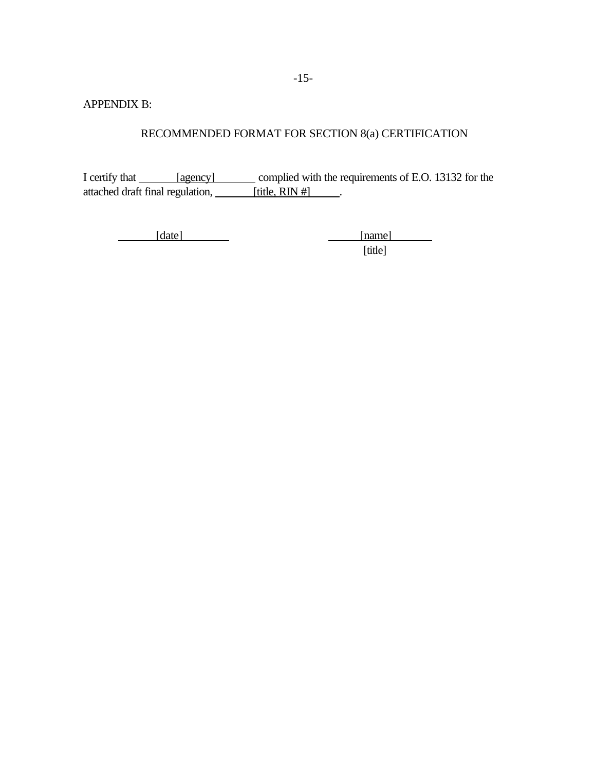APPENDIX B:

## RECOMMENDED FORMAT FOR SECTION 8(a) CERTIFICATION

I certify that \_\_\_\_\_\_\_[agency]\_\_\_\_\_\_\_ complied with the requirements of E.O. 13132 for the attached draft final regulation, \_\_\_\_\_\_\_[title, RIN #]\_\_\_\_\_.

\_\_\_\_\_\_\_[date]\_\_\_\_\_\_\_\_ &nbsp;&nbsp;&nbsp;&nbsp;&nbsp;&nbsp;&nbsp;&nbsp;&nbsp;&nbsp;&nbsp;&nbsp;&nbsp;&nbsp;&nbsp;&nbsp; \_\_\_\_\_\_[name]\_\_\_\_\_\_\_

[title]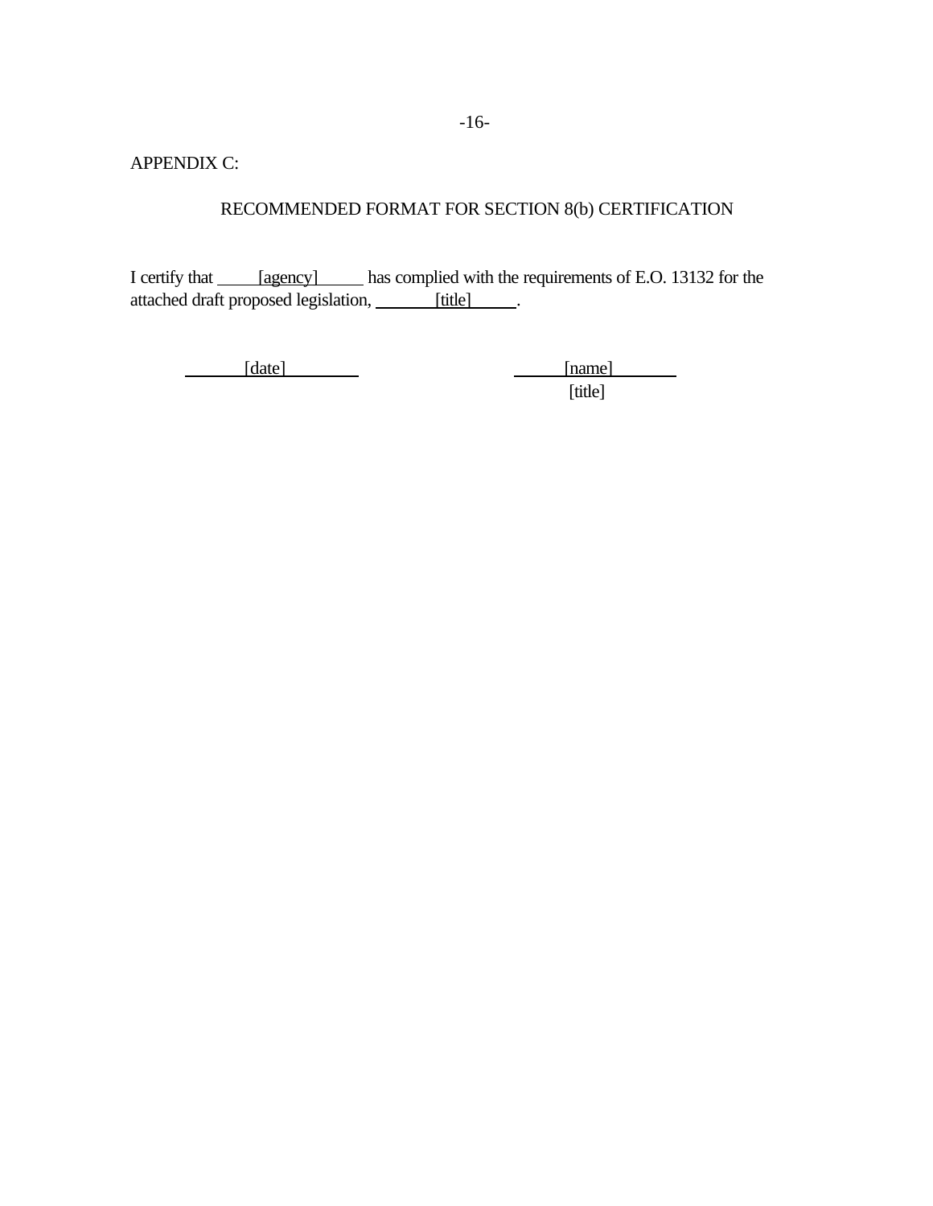APPENDIX C:

## RECOMMENDED FORMAT FOR SECTION 8(b) CERTIFICATION

I certify that \_\_\_\_[agency]\_\_\_\_ has complied with the requirements of E.O. 13132 for the attached draft proposed legislation, \_\_\_\_[title]\_\_\_\_.

\_\_\_\_[date]\_\_\_\_

\_\_\_\_[name]\_\_\_\_
[title]